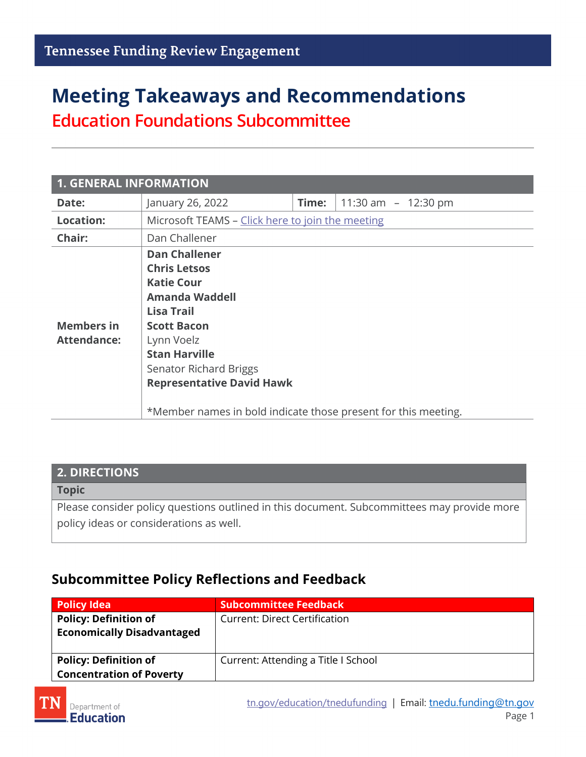Tennessee Funding Review Engagement

# Meeting Takeaways and Recommendations

## Education Foundations Subcommittee

| 1. GENERAL INFORMATION | | | |
|---|---|---|---|
| **Date:** | January 26, 2022 | **Time:** | 11:30 am – 12:30 pm |
| **Location:** | Microsoft TEAMS – Click here to join the meeting | | |
| **Chair:** | Dan Challener | | |
| **Members in Attendance:** | **Dan Challener**<br>**Chris Letsos**<br>**Katie Cour**<br>**Amanda Waddell**<br>**Lisa Trail**<br>**Scott Bacon**<br>Lynn Voelz<br>**Stan Harville**<br>Senator Richard Briggs<br>**Representative David Hawk**<br><br>*Member names in bold indicate those present for this meeting. | | |

| 2. DIRECTIONS |
|---|
| **Topic** |
| Please consider policy questions outlined in this document. Subcommittees may provide more policy ideas or considerations as well. |

### Subcommittee Policy Reflections and Feedback

| Policy Idea | Subcommittee Feedback |
|---|---|
| **Policy: Definition of Economically Disadvantaged** | Current: Direct Certification |
| **Policy: Definition of Concentration of Poverty** | Current: Attending a Title I School |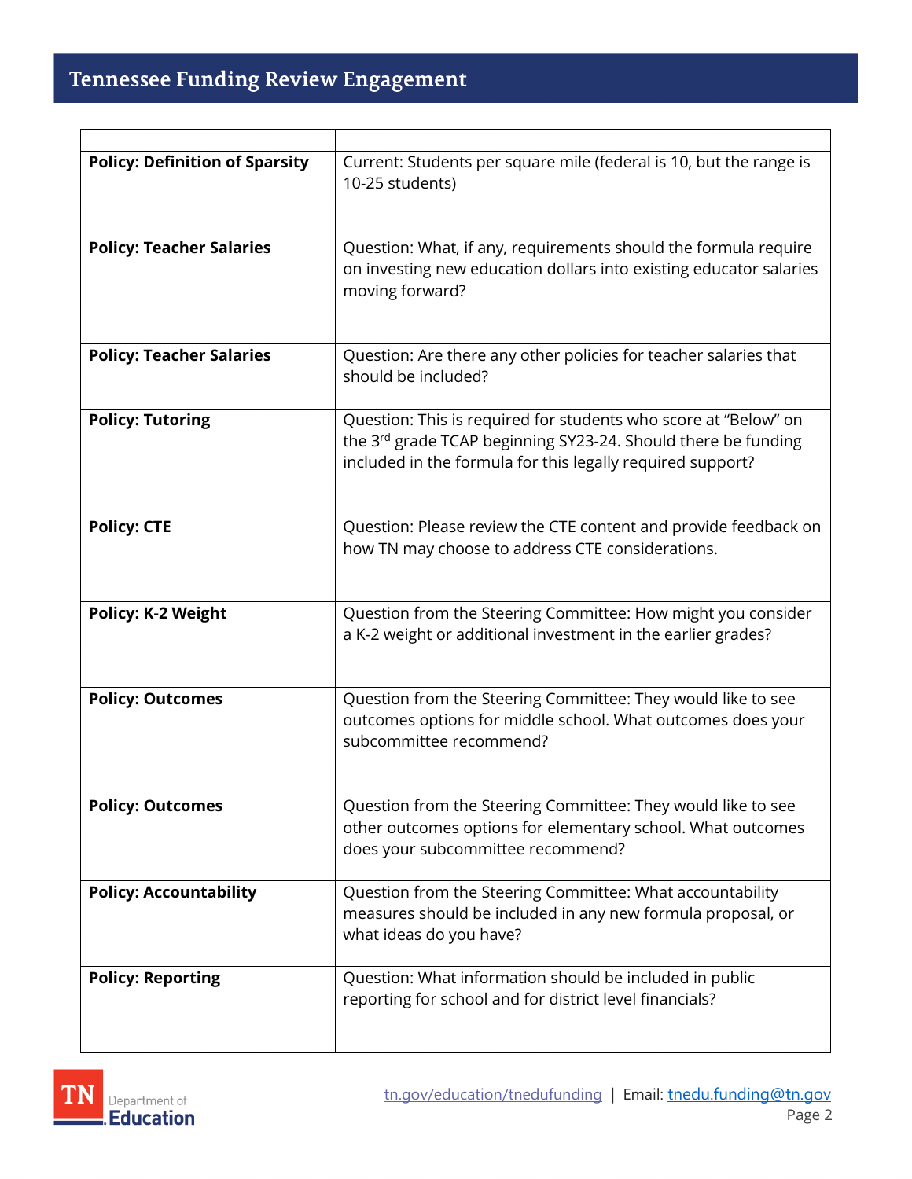| | |
|---|---|
| **Policy: Definition of Sparsity** | Current: Students per square mile (federal is 10, but the range is 10-25 students) |
| **Policy: Teacher Salaries** | Question: What, if any, requirements should the formula require on investing new education dollars into existing educator salaries moving forward? |
| **Policy: Teacher Salaries** | Question: Are there any other policies for teacher salaries that should be included? |
| **Policy: Tutoring** | Question: This is required for students who score at "Below" on the 3rd grade TCAP beginning SY23-24. Should there be funding included in the formula for this legally required support? |
| **Policy: CTE** | Question: Please review the CTE content and provide feedback on how TN may choose to address CTE considerations. |
| **Policy: K-2 Weight** | Question from the Steering Committee: How might you consider a K-2 weight or additional investment in the earlier grades? |
| **Policy: Outcomes** | Question from the Steering Committee: They would like to see outcomes options for middle school. What outcomes does your subcommittee recommend? |
| **Policy: Outcomes** | Question from the Steering Committee: They would like to see other outcomes options for elementary school. What outcomes does your subcommittee recommend? |
| **Policy: Accountability** | Question from the Steering Committee: What accountability measures should be included in any new formula proposal, or what ideas do you have? |
| **Policy: Reporting** | Question: What information should be included in public reporting for school and for district level financials? |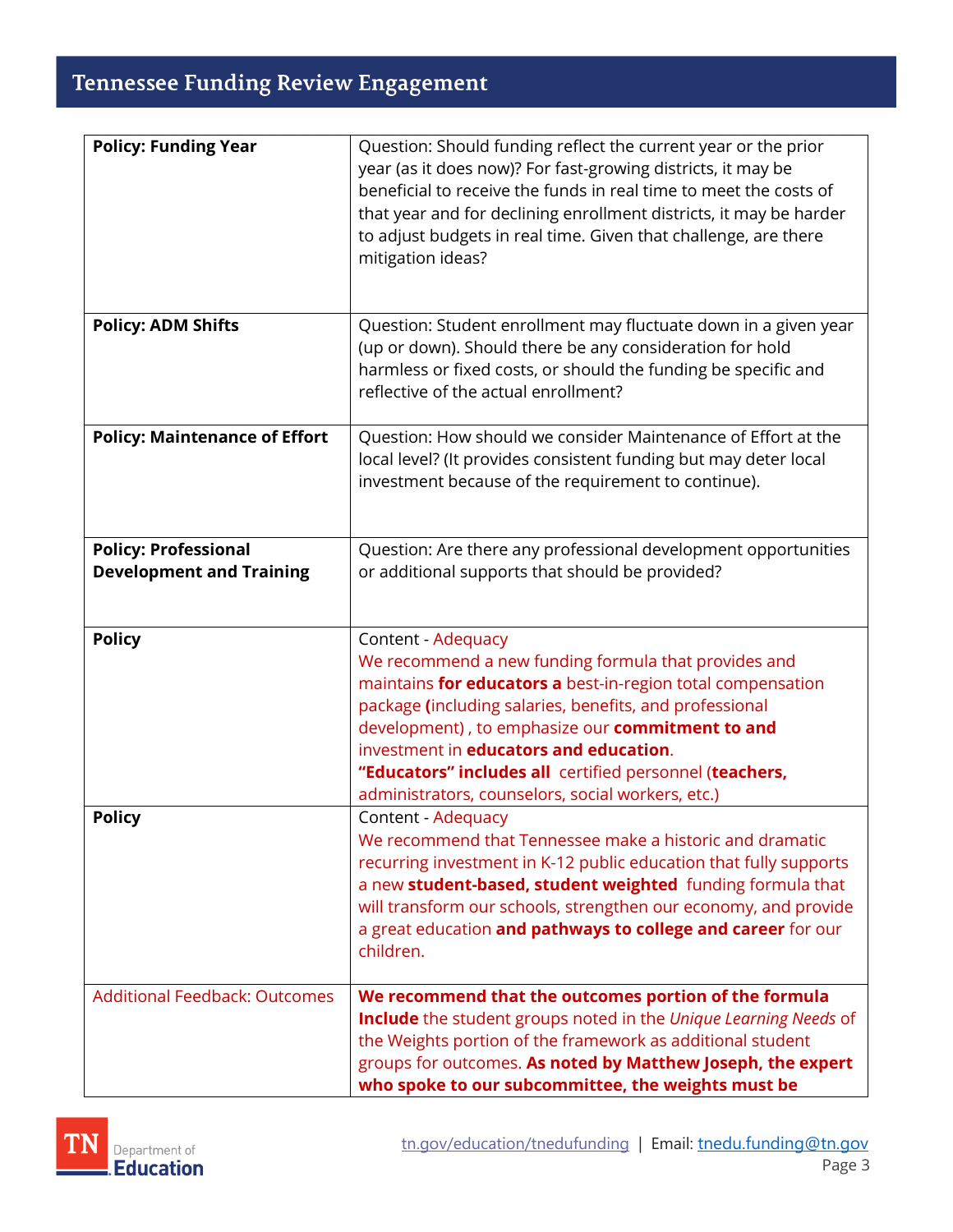| | |
|---|---|
| **Policy: Funding Year** | Question: Should funding reflect the current year or the prior year (as it does now)? For fast-growing districts, it may be beneficial to receive the funds in real time to meet the costs of that year and for declining enrollment districts, it may be harder to adjust budgets in real time. Given that challenge, are there mitigation ideas? |
| **Policy: ADM Shifts** | Question: Student enrollment may fluctuate down in a given year (up or down). Should there be any consideration for hold harmless or fixed costs, or should the funding be specific and reflective of the actual enrollment? |
| **Policy: Maintenance of Effort** | Question: How should we consider Maintenance of Effort at the local level? (It provides consistent funding but may deter local investment because of the requirement to continue). |
| **Policy: Professional Development and Training** | Question: Are there any professional development opportunities or additional supports that should be provided? |
| **Policy** | Content - Adequacy<br>We recommend a new funding formula that provides and maintains **for educators a** best-in-region total compensation package **(**including salaries, benefits, and professional development) , to emphasize our **commitment to and** investment in **educators and education**.<br>**"Educators" includes all** certified personnel (**teachers,** administrators, counselors, social workers, etc.) |
| **Policy** | Content - Adequacy<br>We recommend that Tennessee make a historic and dramatic recurring investment in K-12 public education that fully supports a new **student-based, student weighted** funding formula that will transform our schools, strengthen our economy, and provide a great education **and pathways to college and career** for our children. |
| Additional Feedback: Outcomes | **We recommend that the outcomes portion of the formula Include** the student groups noted in the *Unique Learning Needs* of the Weights portion of the framework as additional student groups for outcomes. **As noted by Matthew Joseph, the expert who spoke to our subcommittee, the weights must be** |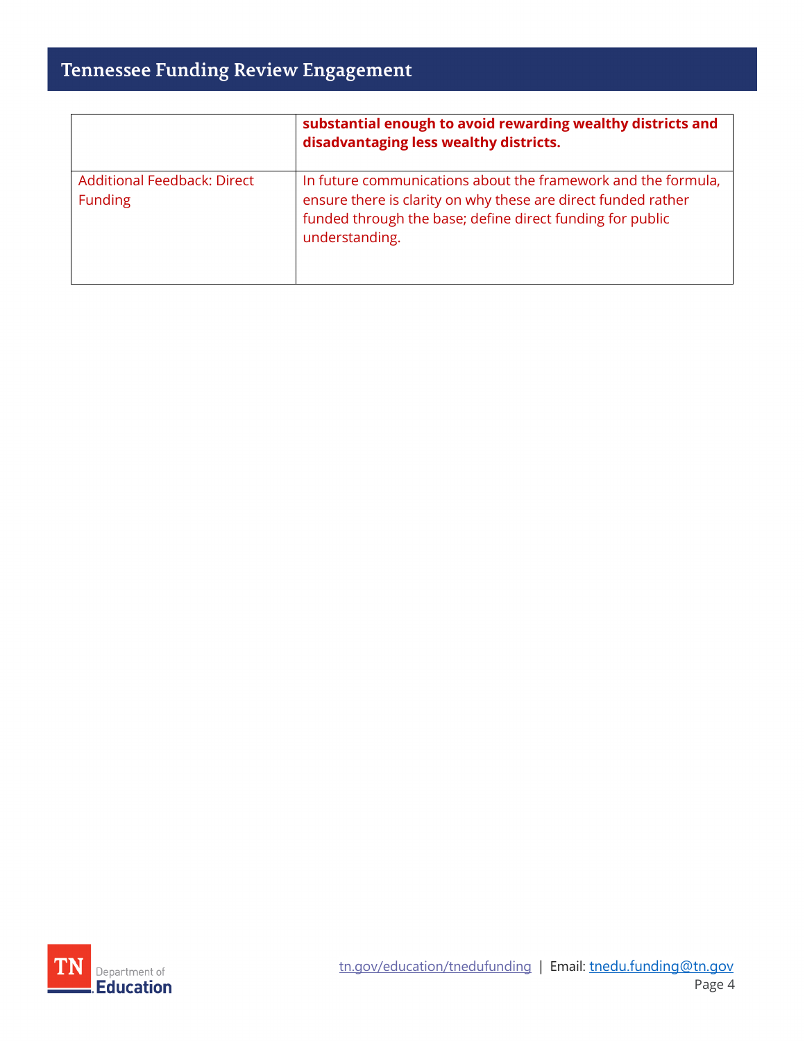| | |
|---|---|
| | **substantial enough to avoid rewarding wealthy districts and disadvantaging less wealthy districts.** |
| Additional Feedback: Direct Funding | In future communications about the framework and the formula, ensure there is clarity on why these are direct funded rather funded through the base; define direct funding for public understanding. |